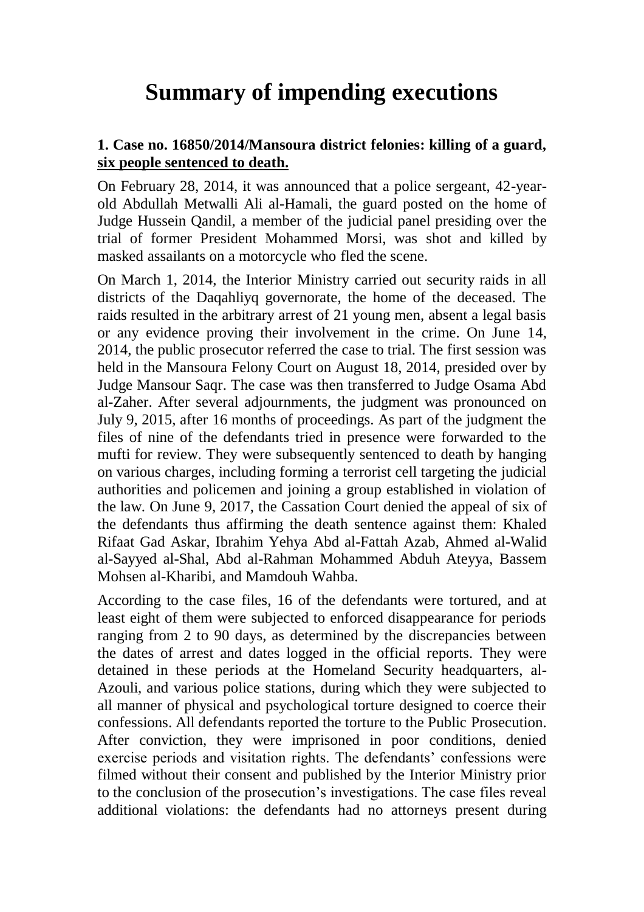# Summary of impending executions

**1. Case no. 16850/2014/Mansoura district felonies: killing of a guard, six people sentenced to death.**

On February 28, 2014, it was announced that a police sergeant, 42-year-old Abdullah Metwalli Ali al-Hamali, the guard posted on the home of Judge Hussein Qandil, a member of the judicial panel presiding over the trial of former President Mohammed Morsi, was shot and killed by masked assailants on a motorcycle who fled the scene.

On March 1, 2014, the Interior Ministry carried out security raids in all districts of the Daqahliyq governorate, the home of the deceased. The raids resulted in the arbitrary arrest of 21 young men, absent a legal basis or any evidence proving their involvement in the crime. On June 14, 2014, the public prosecutor referred the case to trial. The first session was held in the Mansoura Felony Court on August 18, 2014, presided over by Judge Mansour Saqr. The case was then transferred to Judge Osama Abd al-Zaher. After several adjournments, the judgment was pronounced on July 9, 2015, after 16 months of proceedings. As part of the judgment the files of nine of the defendants tried in presence were forwarded to the mufti for review. They were subsequently sentenced to death by hanging on various charges, including forming a terrorist cell targeting the judicial authorities and policemen and joining a group established in violation of the law. On June 9, 2017, the Cassation Court denied the appeal of six of the defendants thus affirming the death sentence against them: Khaled Rifaat Gad Askar, Ibrahim Yehya Abd al-Fattah Azab, Ahmed al-Walid al-Sayyed al-Shal, Abd al-Rahman Mohammed Abduh Ateyya, Bassem Mohsen al-Kharibi, and Mamdouh Wahba.

According to the case files, 16 of the defendants were tortured, and at least eight of them were subjected to enforced disappearance for periods ranging from 2 to 90 days, as determined by the discrepancies between the dates of arrest and dates logged in the official reports. They were detained in these periods at the Homeland Security headquarters, al-Azouli, and various police stations, during which they were subjected to all manner of physical and psychological torture designed to coerce their confessions. All defendants reported the torture to the Public Prosecution. After conviction, they were imprisoned in poor conditions, denied exercise periods and visitation rights. The defendants' confessions were filmed without their consent and published by the Interior Ministry prior to the conclusion of the prosecution's investigations. The case files reveal additional violations: the defendants had no attorneys present during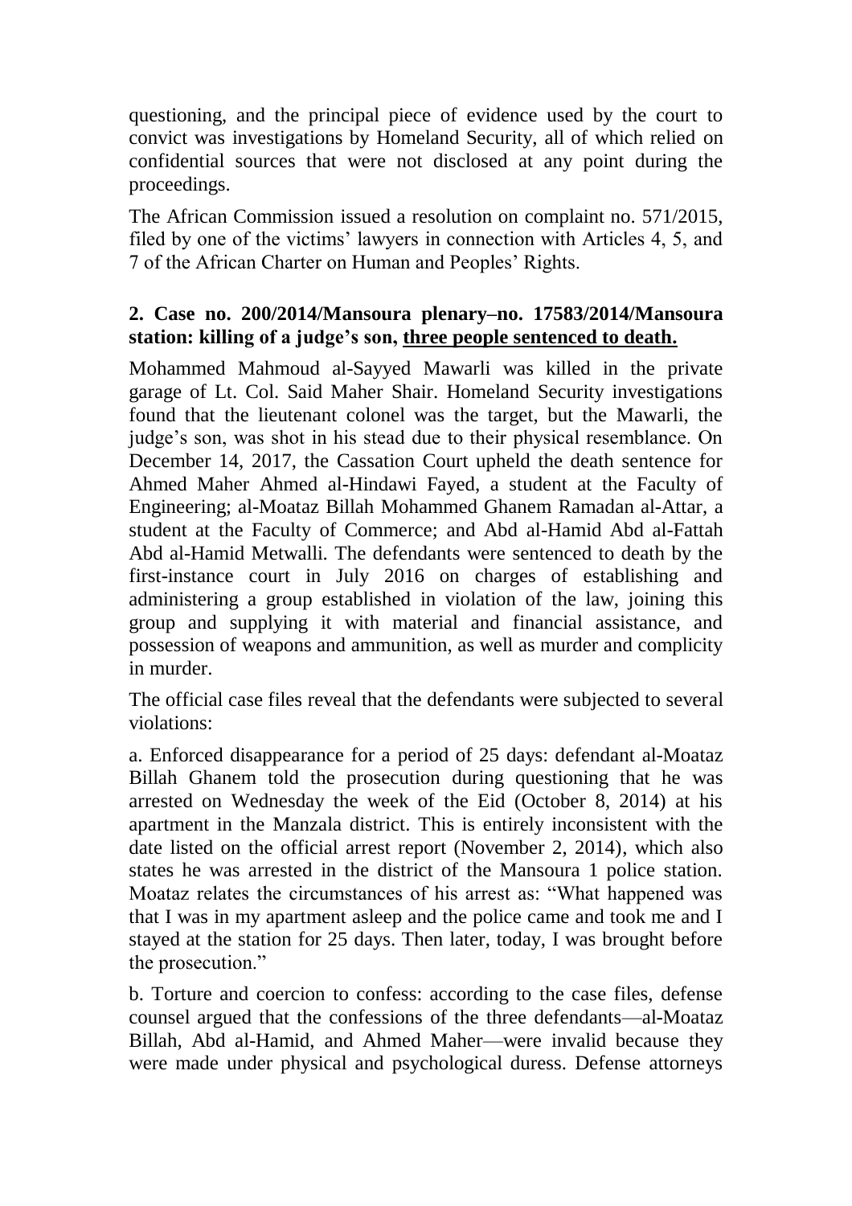questioning, and the principal piece of evidence used by the court to convict was investigations by Homeland Security, all of which relied on confidential sources that were not disclosed at any point during the proceedings.

The African Commission issued a resolution on complaint no. 571/2015, filed by one of the victims' lawyers in connection with Articles 4, 5, and 7 of the African Charter on Human and Peoples' Rights.

**2. Case no. 200/2014/Mansoura plenary–no. 17583/2014/Mansoura station: killing of a judge's son, <u>three people sentenced to death.</u>**

Mohammed Mahmoud al-Sayyed Mawarli was killed in the private garage of Lt. Col. Said Maher Shair. Homeland Security investigations found that the lieutenant colonel was the target, but the Mawarli, the judge's son, was shot in his stead due to their physical resemblance. On December 14, 2017, the Cassation Court upheld the death sentence for Ahmed Maher Ahmed al-Hindawi Fayed, a student at the Faculty of Engineering; al-Moataz Billah Mohammed Ghanem Ramadan al-Attar, a student at the Faculty of Commerce; and Abd al-Hamid Abd al-Fattah Abd al-Hamid Metwalli. The defendants were sentenced to death by the first-instance court in July 2016 on charges of establishing and administering a group established in violation of the law, joining this group and supplying it with material and financial assistance, and possession of weapons and ammunition, as well as murder and complicity in murder.

The official case files reveal that the defendants were subjected to several violations:

a. Enforced disappearance for a period of 25 days: defendant al-Moataz Billah Ghanem told the prosecution during questioning that he was arrested on Wednesday the week of the Eid (October 8, 2014) at his apartment in the Manzala district. This is entirely inconsistent with the date listed on the official arrest report (November 2, 2014), which also states he was arrested in the district of the Mansoura 1 police station. Moataz relates the circumstances of his arrest as: "What happened was that I was in my apartment asleep and the police came and took me and I stayed at the station for 25 days. Then later, today, I was brought before the prosecution."

b. Torture and coercion to confess: according to the case files, defense counsel argued that the confessions of the three defendants—al-Moataz Billah, Abd al-Hamid, and Ahmed Maher—were invalid because they were made under physical and psychological duress. Defense attorneys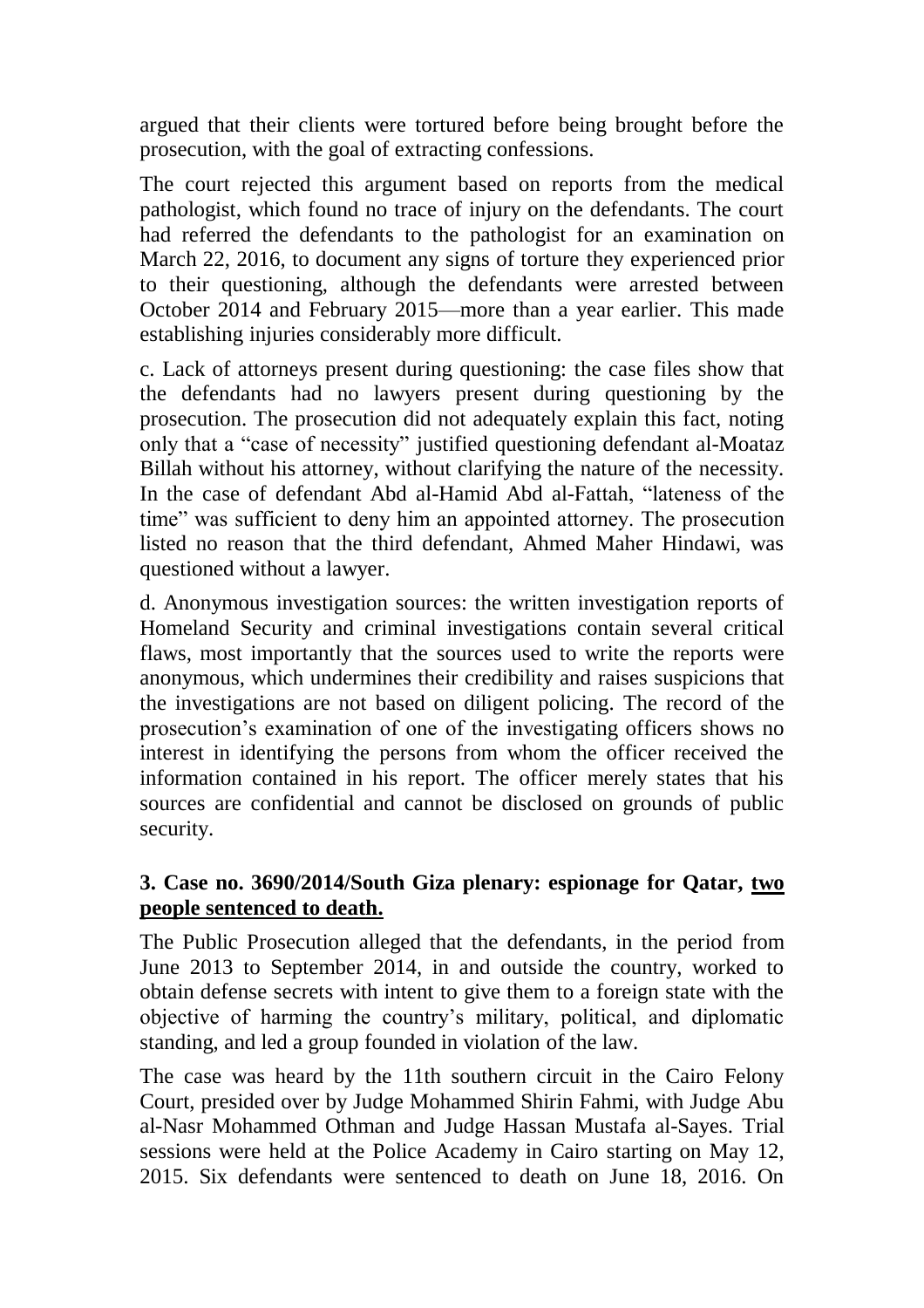argued that their clients were tortured before being brought before the prosecution, with the goal of extracting confessions.

The court rejected this argument based on reports from the medical pathologist, which found no trace of injury on the defendants. The court had referred the defendants to the pathologist for an examination on March 22, 2016, to document any signs of torture they experienced prior to their questioning, although the defendants were arrested between October 2014 and February 2015—more than a year earlier. This made establishing injuries considerably more difficult.

c. Lack of attorneys present during questioning: the case files show that the defendants had no lawyers present during questioning by the prosecution. The prosecution did not adequately explain this fact, noting only that a "case of necessity" justified questioning defendant al-Moataz Billah without his attorney, without clarifying the nature of the necessity. In the case of defendant Abd al-Hamid Abd al-Fattah, "lateness of the time" was sufficient to deny him an appointed attorney. The prosecution listed no reason that the third defendant, Ahmed Maher Hindawi, was questioned without a lawyer.

d. Anonymous investigation sources: the written investigation reports of Homeland Security and criminal investigations contain several critical flaws, most importantly that the sources used to write the reports were anonymous, which undermines their credibility and raises suspicions that the investigations are not based on diligent policing. The record of the prosecution's examination of one of the investigating officers shows no interest in identifying the persons from whom the officer received the information contained in his report. The officer merely states that his sources are confidential and cannot be disclosed on grounds of public security.

### 3. Case no. 3690/2014/South Giza plenary: espionage for Qatar, <u>two people sentenced to death.</u>

The Public Prosecution alleged that the defendants, in the period from June 2013 to September 2014, in and outside the country, worked to obtain defense secrets with intent to give them to a foreign state with the objective of harming the country's military, political, and diplomatic standing, and led a group founded in violation of the law.

The case was heard by the 11th southern circuit in the Cairo Felony Court, presided over by Judge Mohammed Shirin Fahmi, with Judge Abu al-Nasr Mohammed Othman and Judge Hassan Mustafa al-Sayes. Trial sessions were held at the Police Academy in Cairo starting on May 12, 2015. Six defendants were sentenced to death on June 18, 2016. On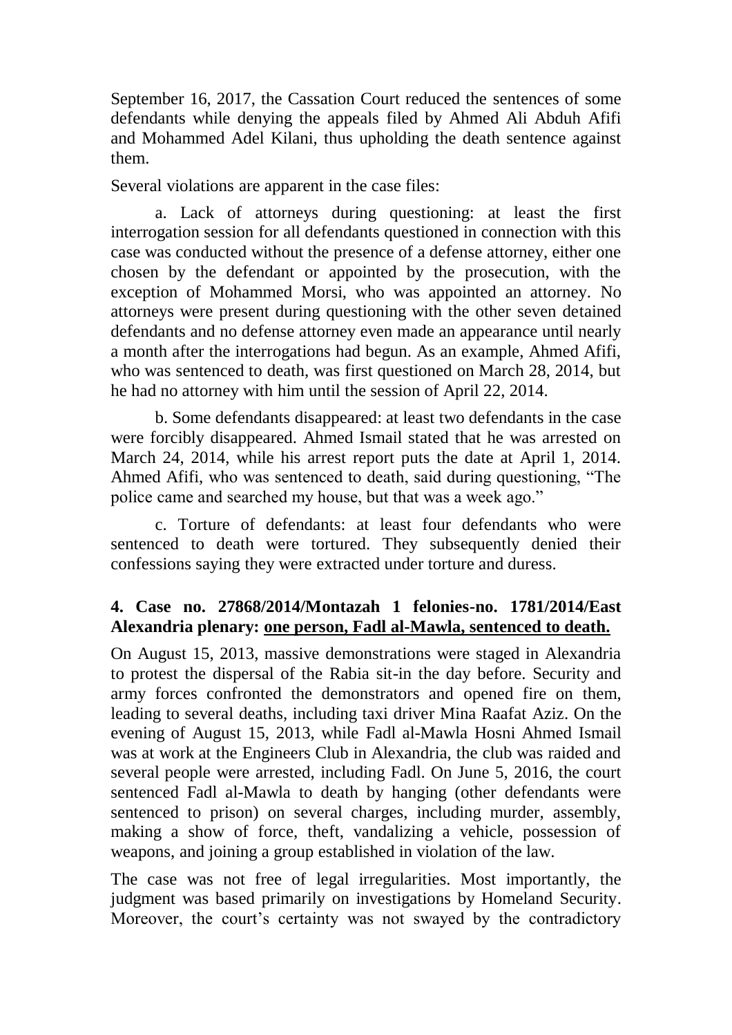September 16, 2017, the Cassation Court reduced the sentences of some defendants while denying the appeals filed by Ahmed Ali Abduh Afifi and Mohammed Adel Kilani, thus upholding the death sentence against them.

Several violations are apparent in the case files:

a. Lack of attorneys during questioning: at least the first interrogation session for all defendants questioned in connection with this case was conducted without the presence of a defense attorney, either one chosen by the defendant or appointed by the prosecution, with the exception of Mohammed Morsi, who was appointed an attorney. No attorneys were present during questioning with the other seven detained defendants and no defense attorney even made an appearance until nearly a month after the interrogations had begun. As an example, Ahmed Afifi, who was sentenced to death, was first questioned on March 28, 2014, but he had no attorney with him until the session of April 22, 2014.

b. Some defendants disappeared: at least two defendants in the case were forcibly disappeared. Ahmed Ismail stated that he was arrested on March 24, 2014, while his arrest report puts the date at April 1, 2014. Ahmed Afifi, who was sentenced to death, said during questioning, "The police came and searched my house, but that was a week ago."

c. Torture of defendants: at least four defendants who were sentenced to death were tortured. They subsequently denied their confessions saying they were extracted under torture and duress.

### 4. Case no. 27868/2014/Montazah 1 felonies-no. 1781/2014/East Alexandria plenary: one person, Fadl al-Mawla, sentenced to death.

On August 15, 2013, massive demonstrations were staged in Alexandria to protest the dispersal of the Rabia sit-in the day before. Security and army forces confronted the demonstrators and opened fire on them, leading to several deaths, including taxi driver Mina Raafat Aziz. On the evening of August 15, 2013, while Fadl al-Mawla Hosni Ahmed Ismail was at work at the Engineers Club in Alexandria, the club was raided and several people were arrested, including Fadl. On June 5, 2016, the court sentenced Fadl al-Mawla to death by hanging (other defendants were sentenced to prison) on several charges, including murder, assembly, making a show of force, theft, vandalizing a vehicle, possession of weapons, and joining a group established in violation of the law.

The case was not free of legal irregularities. Most importantly, the judgment was based primarily on investigations by Homeland Security. Moreover, the court's certainty was not swayed by the contradictory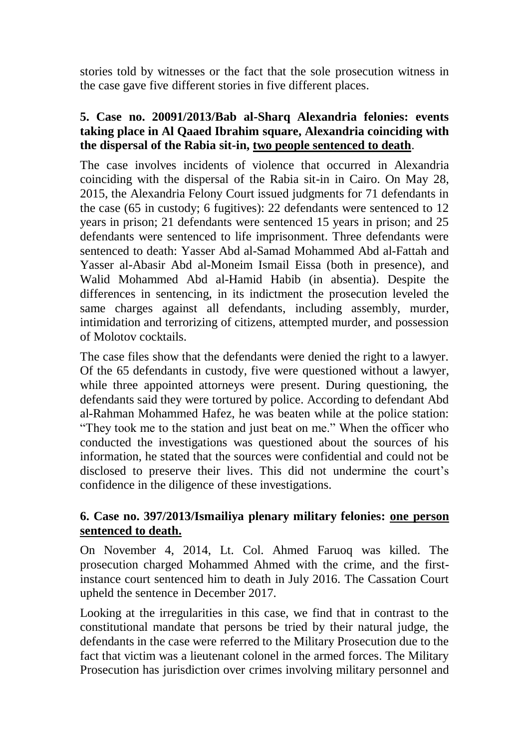stories told by witnesses or the fact that the sole prosecution witness in the case gave five different stories in five different places.

**5. Case no. 20091/2013/Bab al-Sharq Alexandria felonies: events taking place in Al Qaaed Ibrahim square, Alexandria coinciding with the dispersal of the Rabia sit-in, two people sentenced to death**.

The case involves incidents of violence that occurred in Alexandria coinciding with the dispersal of the Rabia sit-in in Cairo. On May 28, 2015, the Alexandria Felony Court issued judgments for 71 defendants in the case (65 in custody; 6 fugitives): 22 defendants were sentenced to 12 years in prison; 21 defendants were sentenced 15 years in prison; and 25 defendants were sentenced to life imprisonment. Three defendants were sentenced to death: Yasser Abd al-Samad Mohammed Abd al-Fattah and Yasser al-Abasir Abd al-Moneim Ismail Eissa (both in presence), and Walid Mohammed Abd al-Hamid Habib (in absentia). Despite the differences in sentencing, in its indictment the prosecution leveled the same charges against all defendants, including assembly, murder, intimidation and terrorizing of citizens, attempted murder, and possession of Molotov cocktails.

The case files show that the defendants were denied the right to a lawyer. Of the 65 defendants in custody, five were questioned without a lawyer, while three appointed attorneys were present. During questioning, the defendants said they were tortured by police. According to defendant Abd al-Rahman Mohammed Hafez, he was beaten while at the police station: "They took me to the station and just beat on me." When the officer who conducted the investigations was questioned about the sources of his information, he stated that the sources were confidential and could not be disclosed to preserve their lives. This did not undermine the court's confidence in the diligence of these investigations.

**6. Case no. 397/2013/Ismailiya plenary military felonies: one person sentenced to death.**

On November 4, 2014, Lt. Col. Ahmed Faruoq was killed. The prosecution charged Mohammed Ahmed with the crime, and the first-instance court sentenced him to death in July 2016. The Cassation Court upheld the sentence in December 2017.

Looking at the irregularities in this case, we find that in contrast to the constitutional mandate that persons be tried by their natural judge, the defendants in the case were referred to the Military Prosecution due to the fact that victim was a lieutenant colonel in the armed forces. The Military Prosecution has jurisdiction over crimes involving military personnel and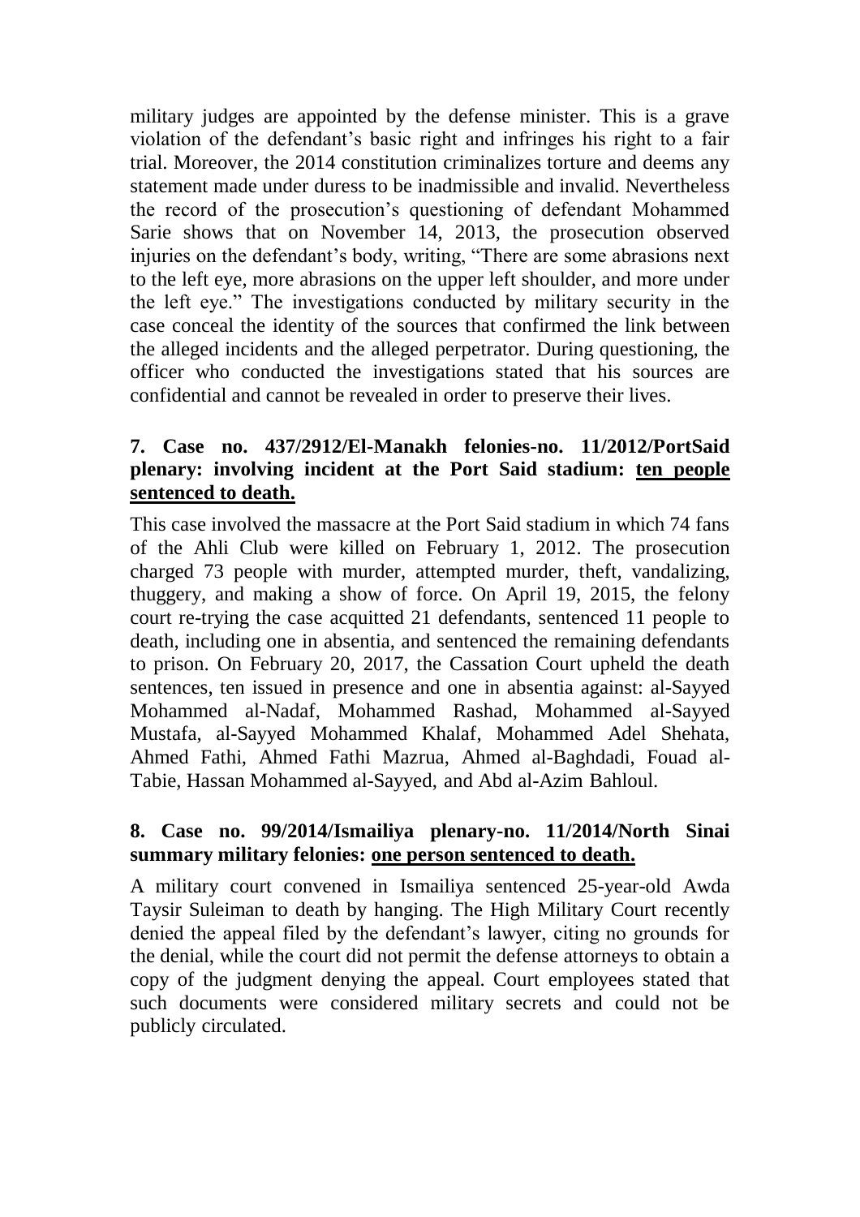military judges are appointed by the defense minister. This is a grave violation of the defendant's basic right and infringes his right to a fair trial. Moreover, the 2014 constitution criminalizes torture and deems any statement made under duress to be inadmissible and invalid. Nevertheless the record of the prosecution's questioning of defendant Mohammed Sarie shows that on November 14, 2013, the prosecution observed injuries on the defendant's body, writing, "There are some abrasions next to the left eye, more abrasions on the upper left shoulder, and more under the left eye." The investigations conducted by military security in the case conceal the identity of the sources that confirmed the link between the alleged incidents and the alleged perpetrator. During questioning, the officer who conducted the investigations stated that his sources are confidential and cannot be revealed in order to preserve their lives.

### 7. Case no. 437/2912/El-Manakh felonies-no. 11/2012/PortSaid plenary: involving incident at the Port Said stadium: <u>ten people sentenced to death.</u>

This case involved the massacre at the Port Said stadium in which 74 fans of the Ahli Club were killed on February 1, 2012. The prosecution charged 73 people with murder, attempted murder, theft, vandalizing, thuggery, and making a show of force. On April 19, 2015, the felony court re-trying the case acquitted 21 defendants, sentenced 11 people to death, including one in absentia, and sentenced the remaining defendants to prison. On February 20, 2017, the Cassation Court upheld the death sentences, ten issued in presence and one in absentia against: al-Sayyed Mohammed al-Nadaf, Mohammed Rashad, Mohammed al-Sayyed Mustafa, al-Sayyed Mohammed Khalaf, Mohammed Adel Shehata, Ahmed Fathi, Ahmed Fathi Mazrua, Ahmed al-Baghdadi, Fouad al-Tabie, Hassan Mohammed al-Sayyed, and Abd al-Azim Bahloul.

### 8. Case no. 99/2014/Ismailiya plenary-no. 11/2014/North Sinai summary military felonies: <u>one person sentenced to death.</u>

A military court convened in Ismailiya sentenced 25-year-old Awda Taysir Suleiman to death by hanging. The High Military Court recently denied the appeal filed by the defendant's lawyer, citing no grounds for the denial, while the court did not permit the defense attorneys to obtain a copy of the judgment denying the appeal. Court employees stated that such documents were considered military secrets and could not be publicly circulated.